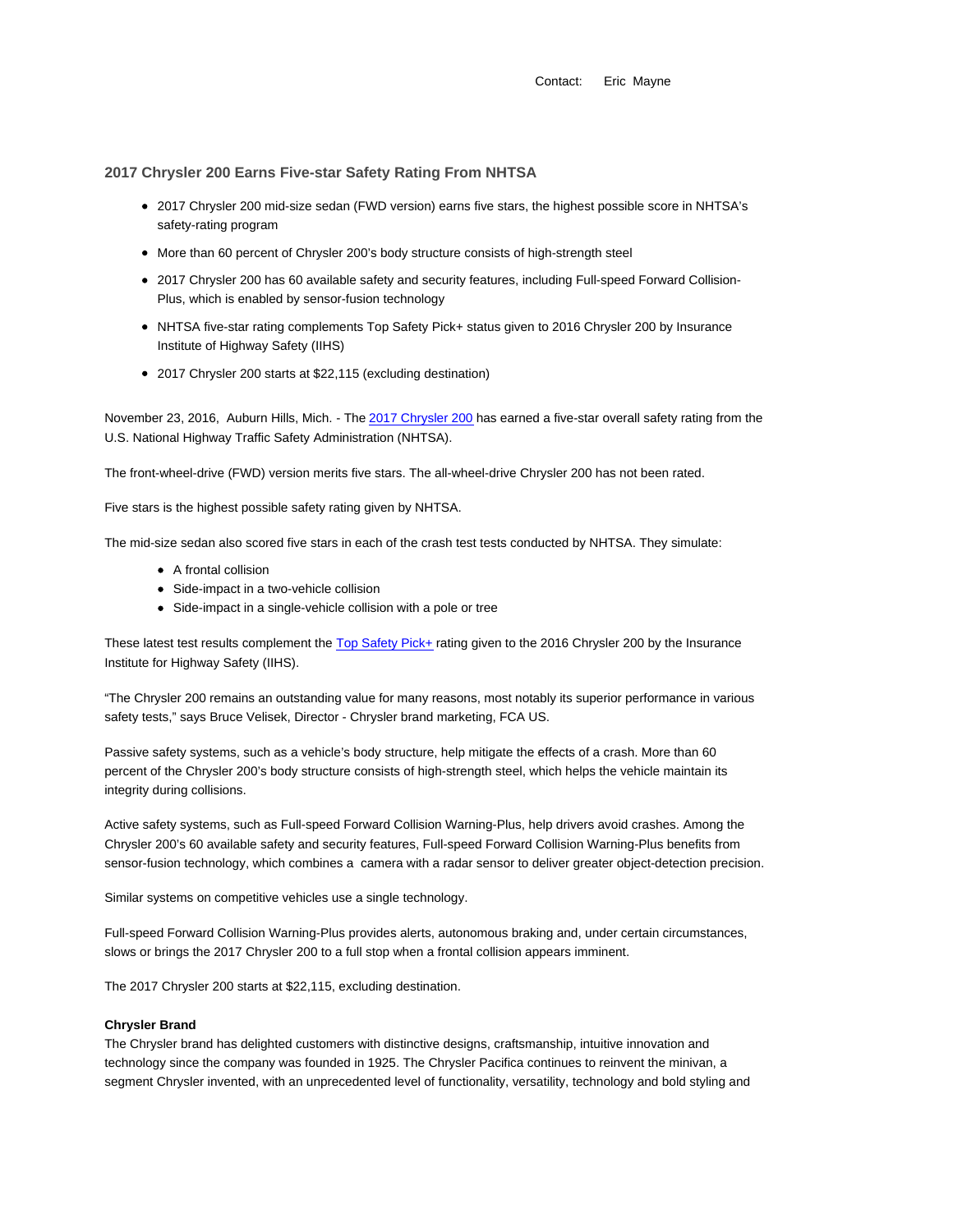Contact: Eric Mayne

## 2017 Chrysler 200 Earns Five-star Safety Rating From NHTSA

- 2017 Chrysler 200 mid-size sedan (FWD version) earns five stars, the highest possible score in NHTSA's safety-rating program
- More than 60 percent of Chrysler 200's body structure consists of high-strength steel
- 2017 Chrysler 200 has 60 available safety and security features, including Full-speed Forward Collision-Plus, which is enabled by sensor-fusion technology
- NHTSA five-star rating complements Top Safety Pick+ status given to 2016 Chrysler 200 by Insurance Institute of Highway Safety (IIHS)
- 2017 Chrysler 200 starts at $22,115 (excluding destination)

November 23, 2016, Auburn Hills, Mich. - The 2017 Chrysler 200 has earned a five-star overall safety rating from the U.S. National Highway Traffic Safety Administration (NHTSA).

The front-wheel-drive (FWD) version merits five stars. The all-wheel-drive Chrysler 200 has not been rated.

Five stars is the highest possible safety rating given by NHTSA.

The mid-size sedan also scored five stars in each of the crash test tests conducted by NHTSA. They simulate:

- A frontal collision
- Side-impact in a two-vehicle collision
- Side-impact in a single-vehicle collision with a pole or tree

These latest test results complement the Top Safety Pick+ rating given to the 2016 Chrysler 200 by the Insurance Institute for Highway Safety (IIHS).

"The Chrysler 200 remains an outstanding value for many reasons, most notably its superior performance in various safety tests," says Bruce Velisek, Director - Chrysler brand marketing, FCA US.

Passive safety systems, such as a vehicle's body structure, help mitigate the effects of a crash. More than 60 percent of the Chrysler 200's body structure consists of high-strength steel, which helps the vehicle maintain its integrity during collisions.

Active safety systems, such as Full-speed Forward Collision Warning-Plus, help drivers avoid crashes. Among the Chrysler 200's 60 available safety and security features, Full-speed Forward Collision Warning-Plus benefits from sensor-fusion technology, which combines a camera with a radar sensor to deliver greater object-detection precision.

Similar systems on competitive vehicles use a single technology.

Full-speed Forward Collision Warning-Plus provides alerts, autonomous braking and, under certain circumstances, slows or brings the 2017 Chrysler 200 to a full stop when a frontal collision appears imminent.

The 2017 Chrysler 200 starts at $22,115, excluding destination.

**Chrysler Brand**

The Chrysler brand has delighted customers with distinctive designs, craftsmanship, intuitive innovation and technology since the company was founded in 1925. The Chrysler Pacifica continues to reinvent the minivan, a segment Chrysler invented, with an unprecedented level of functionality, versatility, technology and bold styling and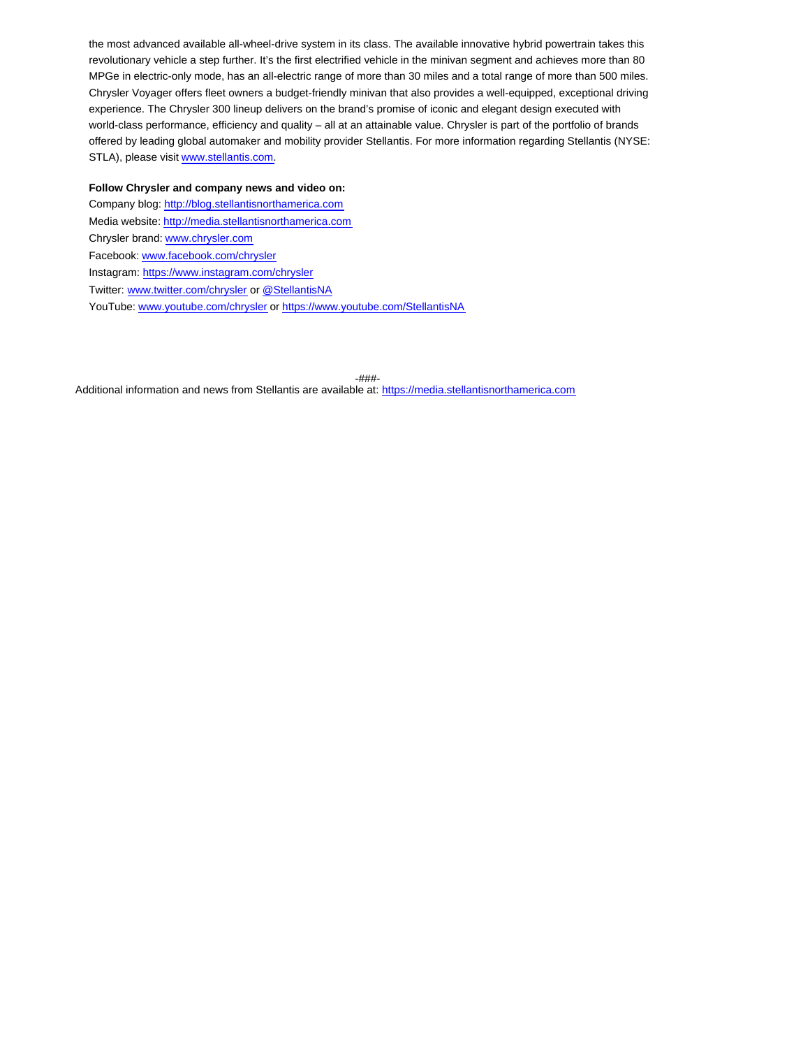the most advanced available all-wheel-drive system in its class. The available innovative hybrid powertrain takes this revolutionary vehicle a step further. It's the first electrified vehicle in the minivan segment and achieves more than 80 MPGe in electric-only mode, has an all-electric range of more than 30 miles and a total range of more than 500 miles. Chrysler Voyager offers fleet owners a budget-friendly minivan that also provides a well-equipped, exceptional driving experience. The Chrysler 300 lineup delivers on the brand's promise of iconic and elegant design executed with world-class performance, efficiency and quality – all at an attainable value. Chrysler is part of the portfolio of brands offered by leading global automaker and mobility provider Stellantis. For more information regarding Stellantis (NYSE: STLA), please visit www.stellantis.com.

**Follow Chrysler and company news and video on:**

Company blog: http://blog.stellantisnorthamerica.com
Media website: http://media.stellantisnorthamerica.com
Chrysler brand: www.chrysler.com
Facebook: www.facebook.com/chrysler
Instagram: https://www.instagram.com/chrysler
Twitter: www.twitter.com/chrysler or @StellantisNA
YouTube: www.youtube.com/chrysler or https://www.youtube.com/StellantisNA

-###-

Additional information and news from Stellantis are available at: https://media.stellantisnorthamerica.com